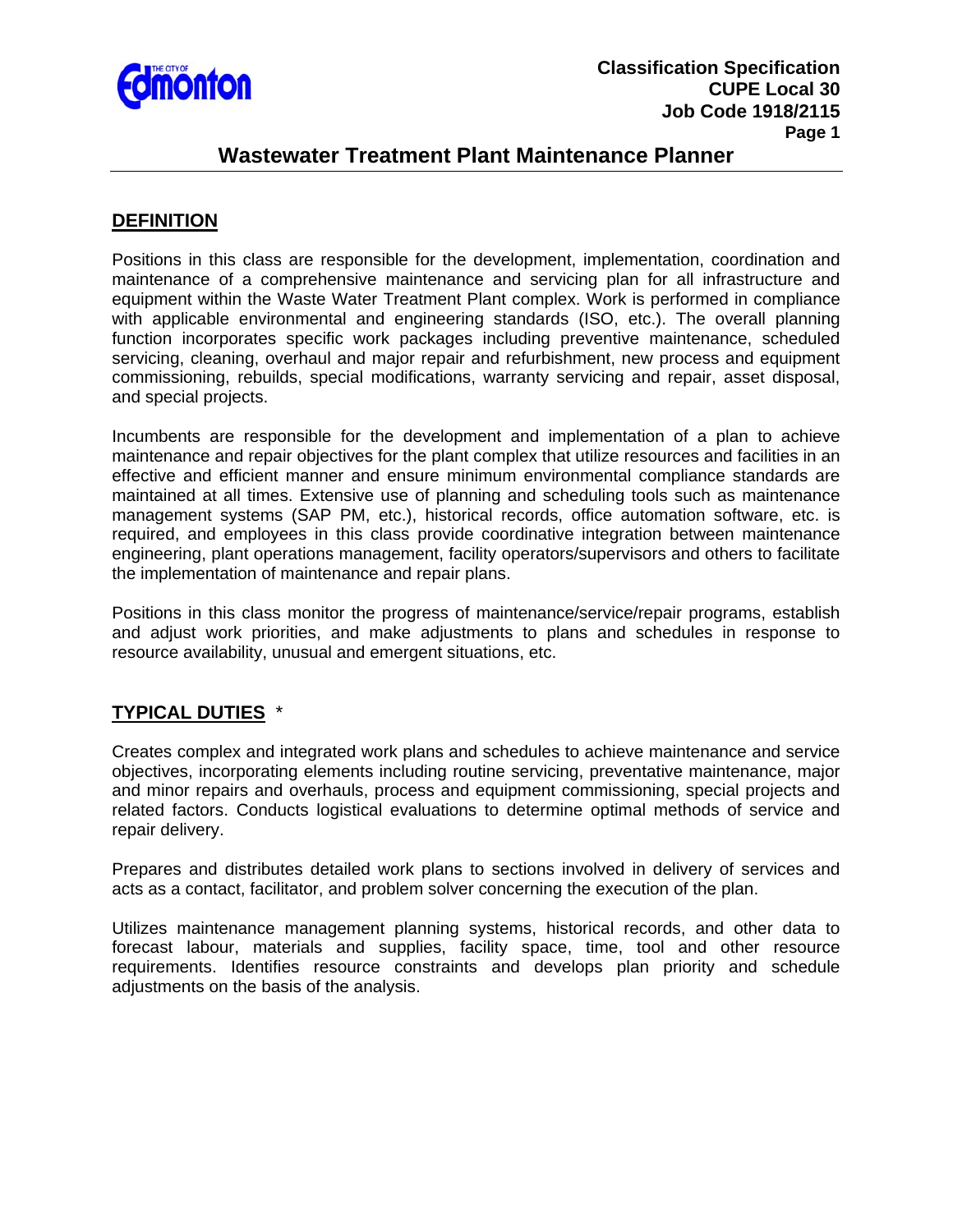Classification Specification
CUPE Local 30
Job Code 1918/2115

# Wastewater Treatment Plant Maintenance Planner

## DEFINITION

Positions in this class are responsible for the development, implementation, coordination and maintenance of a comprehensive maintenance and servicing plan for all infrastructure and equipment within the Waste Water Treatment Plant complex. Work is performed in compliance with applicable environmental and engineering standards (ISO, etc.). The overall planning function incorporates specific work packages including preventive maintenance, scheduled servicing, cleaning, overhaul and major repair and refurbishment, new process and equipment commissioning, rebuilds, special modifications, warranty servicing and repair, asset disposal, and special projects.

Incumbents are responsible for the development and implementation of a plan to achieve maintenance and repair objectives for the plant complex that utilize resources and facilities in an effective and efficient manner and ensure minimum environmental compliance standards are maintained at all times. Extensive use of planning and scheduling tools such as maintenance management systems (SAP PM, etc.), historical records, office automation software, etc. is required, and employees in this class provide coordinative integration between maintenance engineering, plant operations management, facility operators/supervisors and others to facilitate the implementation of maintenance and repair plans.

Positions in this class monitor the progress of maintenance/service/repair programs, establish and adjust work priorities, and make adjustments to plans and schedules in response to resource availability, unusual and emergent situations, etc.

## TYPICAL DUTIES *

Creates complex and integrated work plans and schedules to achieve maintenance and service objectives, incorporating elements including routine servicing, preventative maintenance, major and minor repairs and overhauls, process and equipment commissioning, special projects and related factors. Conducts logistical evaluations to determine optimal methods of service and repair delivery.

Prepares and distributes detailed work plans to sections involved in delivery of services and acts as a contact, facilitator, and problem solver concerning the execution of the plan.

Utilizes maintenance management planning systems, historical records, and other data to forecast labour, materials and supplies, facility space, time, tool and other resource requirements. Identifies resource constraints and develops plan priority and schedule adjustments on the basis of the analysis.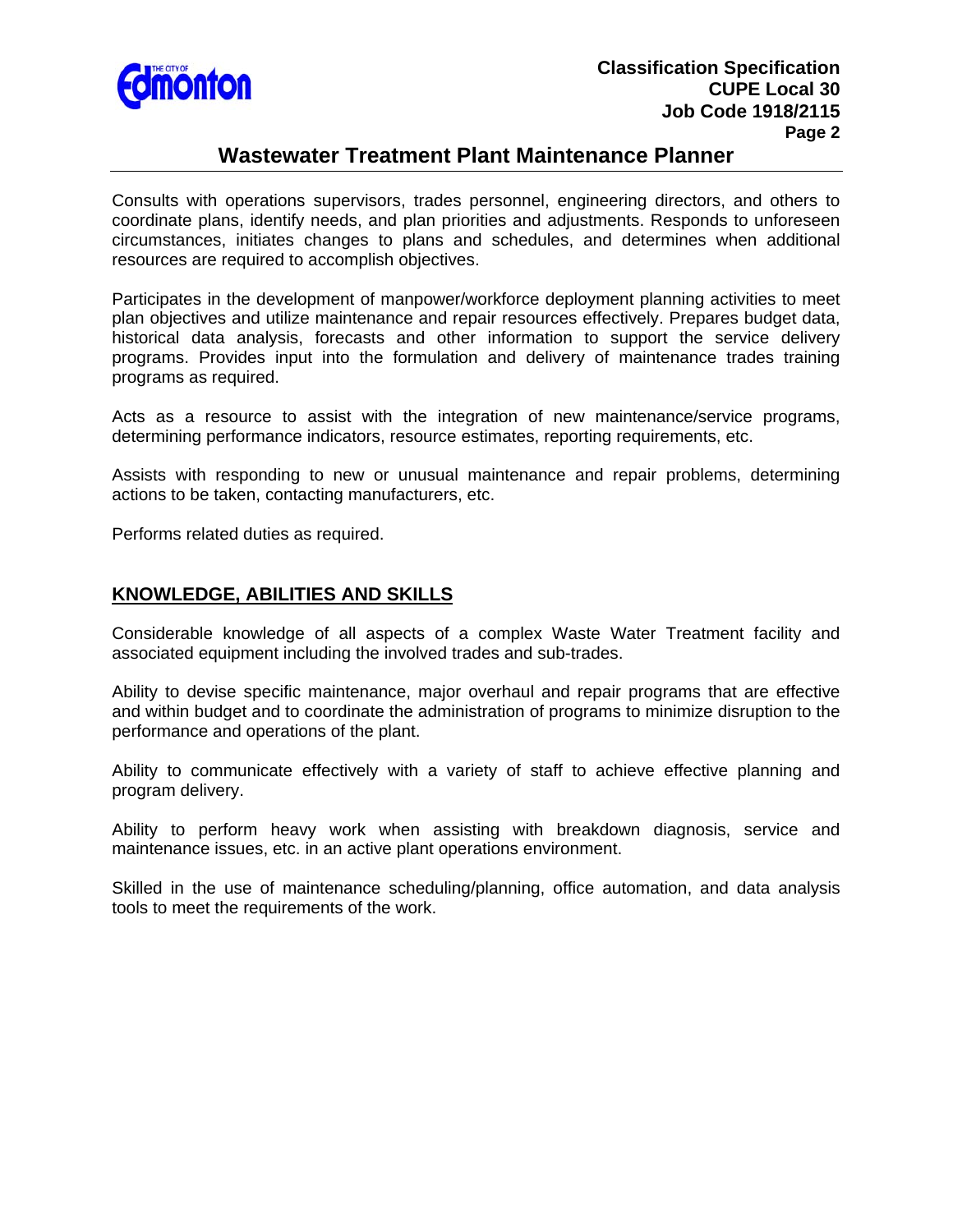Consults with operations supervisors, trades personnel, engineering directors, and others to coordinate plans, identify needs, and plan priorities and adjustments. Responds to unforeseen circumstances, initiates changes to plans and schedules, and determines when additional resources are required to accomplish objectives.

Participates in the development of manpower/workforce deployment planning activities to meet plan objectives and utilize maintenance and repair resources effectively. Prepares budget data, historical data analysis, forecasts and other information to support the service delivery programs. Provides input into the formulation and delivery of maintenance trades training programs as required.

Acts as a resource to assist with the integration of new maintenance/service programs, determining performance indicators, resource estimates, reporting requirements, etc.

Assists with responding to new or unusual maintenance and repair problems, determining actions to be taken, contacting manufacturers, etc.

Performs related duties as required.

## KNOWLEDGE, ABILITIES AND SKILLS

Considerable knowledge of all aspects of a complex Waste Water Treatment facility and associated equipment including the involved trades and sub-trades.

Ability to devise specific maintenance, major overhaul and repair programs that are effective and within budget and to coordinate the administration of programs to minimize disruption to the performance and operations of the plant.

Ability to communicate effectively with a variety of staff to achieve effective planning and program delivery.

Ability to perform heavy work when assisting with breakdown diagnosis, service and maintenance issues, etc. in an active plant operations environment.

Skilled in the use of maintenance scheduling/planning, office automation, and data analysis tools to meet the requirements of the work.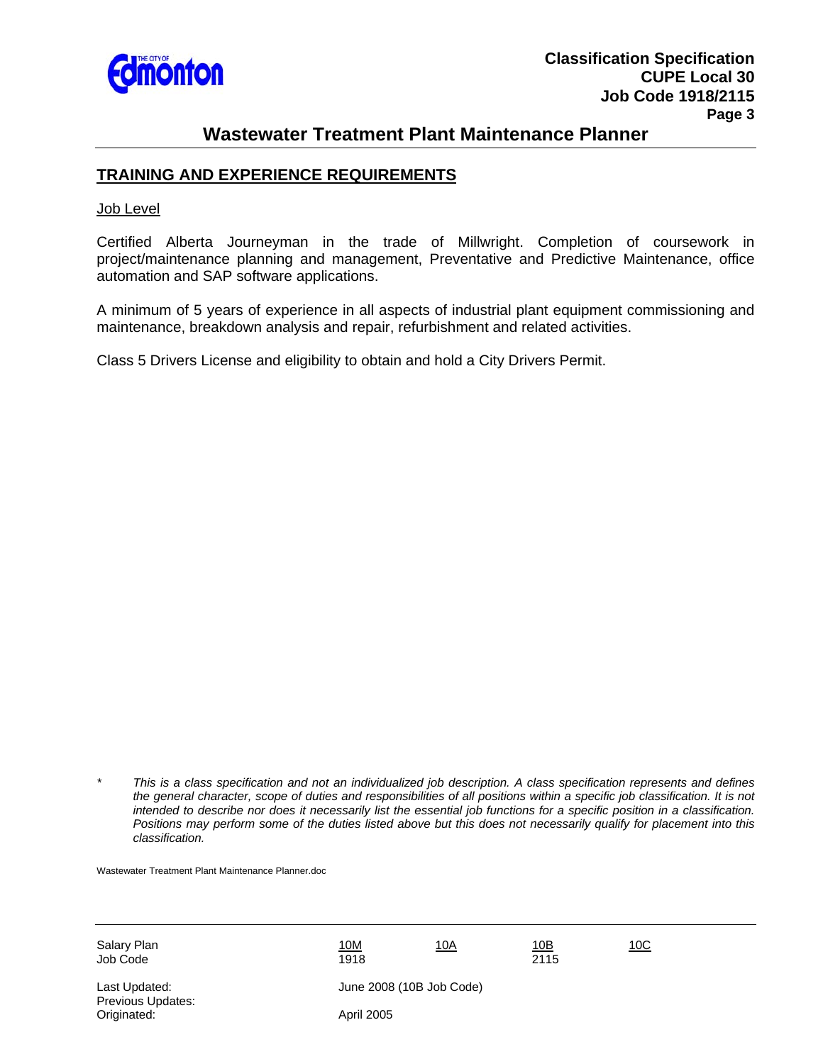## TRAINING AND EXPERIENCE REQUIREMENTS

Job Level

Certified Alberta Journeyman in the trade of Millwright. Completion of coursework in project/maintenance planning and management, Preventative and Predictive Maintenance, office automation and SAP software applications.

A minimum of 5 years of experience in all aspects of industrial plant equipment commissioning and maintenance, breakdown analysis and repair, refurbishment and related activities.

Class 5 Drivers License and eligibility to obtain and hold a City Drivers Permit.

\* *This is a class specification and not an individualized job description. A class specification represents and defines the general character, scope of duties and responsibilities of all positions within a specific job classification. It is not intended to describe nor does it necessarily list the essential job functions for a specific position in a classification. Positions may perform some of the duties listed above but this does not necessarily qualify for placement into this classification.*

Wastewater Treatment Plant Maintenance Planner.doc

| | | | | |
|---|---|---|---|---|
| Salary Plan | 10M | 10A | 10B | 10C |
| Job Code | 1918 | | 2115 | |
| Last Updated: | June 2008 (10B Job Code) | | | |
| Previous Updates: | | | | |
| Originated: | April 2005 | | | |